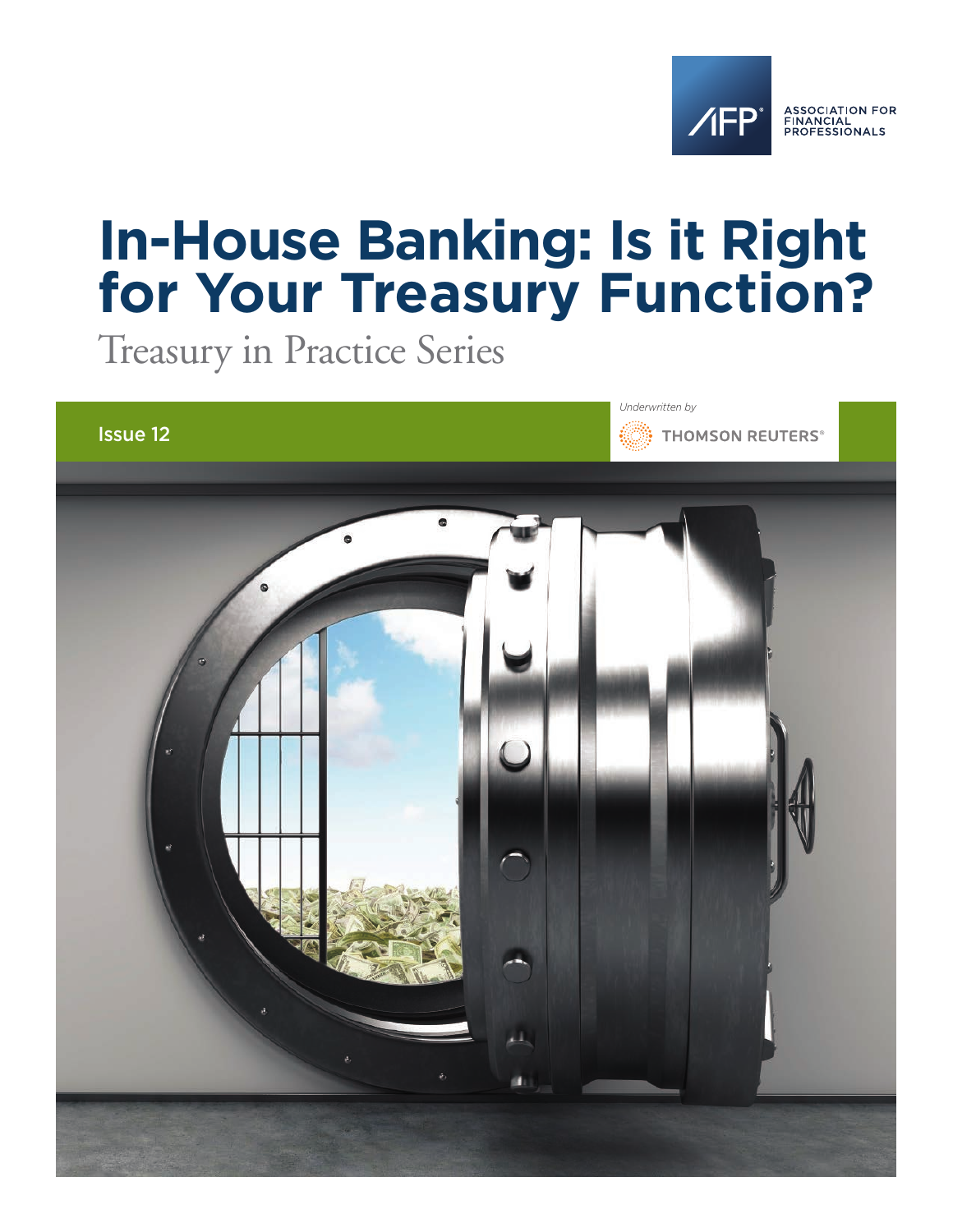AFP® ASSOCIATION FOR FINANCIAL PROFESSIONALS

# In-House Banking: Is it Right for Your Treasury Function?

Treasury in Practice Series

Issue 12

*Underwritten by*

THOMSON REUTERS®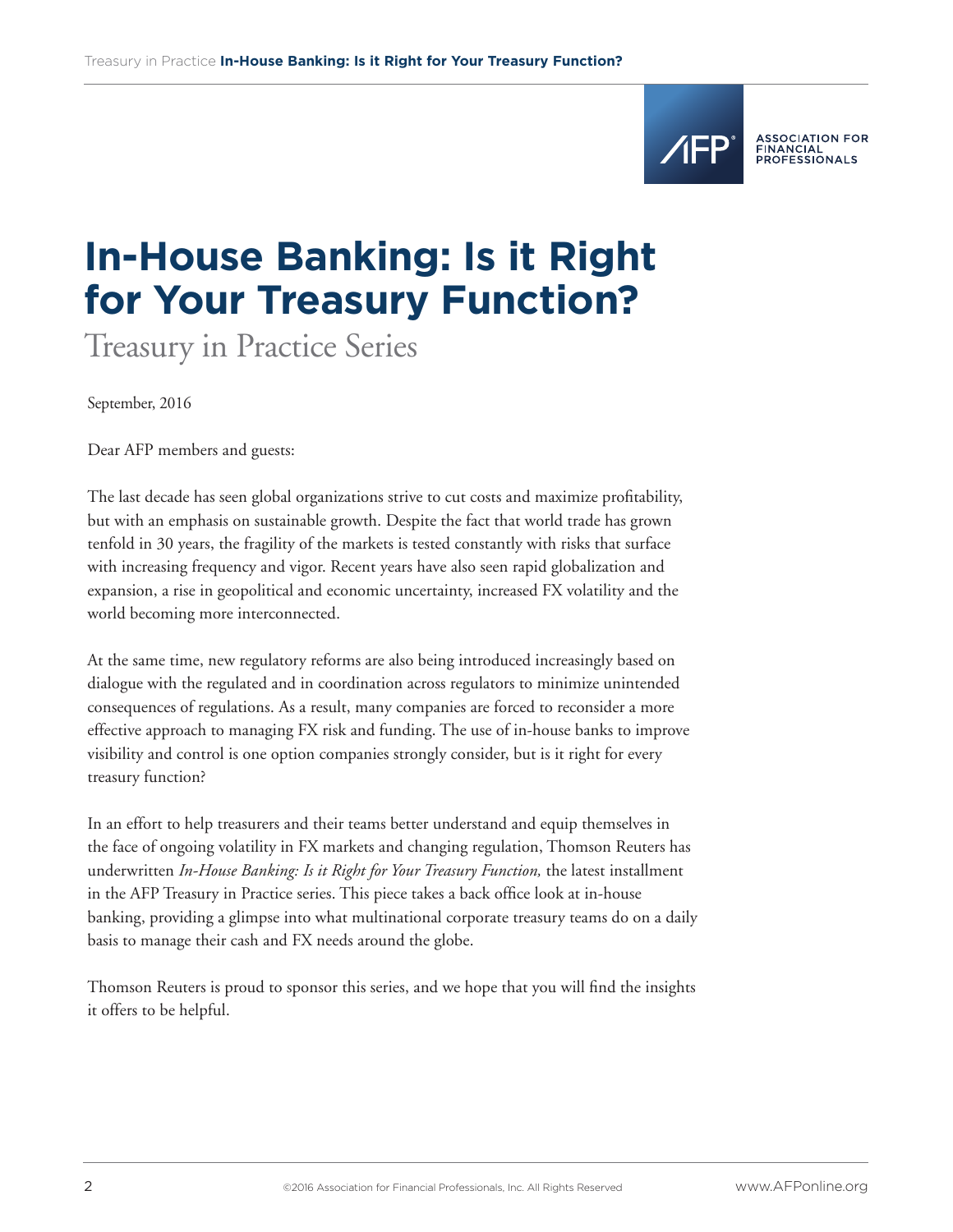# In-House Banking: Is it Right for Your Treasury Function?

Treasury in Practice Series

September, 2016

Dear AFP members and guests:

The last decade has seen global organizations strive to cut costs and maximize profitability, but with an emphasis on sustainable growth. Despite the fact that world trade has grown tenfold in 30 years, the fragility of the markets is tested constantly with risks that surface with increasing frequency and vigor. Recent years have also seen rapid globalization and expansion, a rise in geopolitical and economic uncertainty, increased FX volatility and the world becoming more interconnected.

At the same time, new regulatory reforms are also being introduced increasingly based on dialogue with the regulated and in coordination across regulators to minimize unintended consequences of regulations. As a result, many companies are forced to reconsider a more effective approach to managing FX risk and funding. The use of in-house banks to improve visibility and control is one option companies strongly consider, but is it right for every treasury function?

In an effort to help treasurers and their teams better understand and equip themselves in the face of ongoing volatility in FX markets and changing regulation, Thomson Reuters has underwritten *In-House Banking: Is it Right for Your Treasury Function,* the latest installment in the AFP Treasury in Practice series. This piece takes a back office look at in-house banking, providing a glimpse into what multinational corporate treasury teams do on a daily basis to manage their cash and FX needs around the globe.

Thomson Reuters is proud to sponsor this series, and we hope that you will find the insights it offers to be helpful.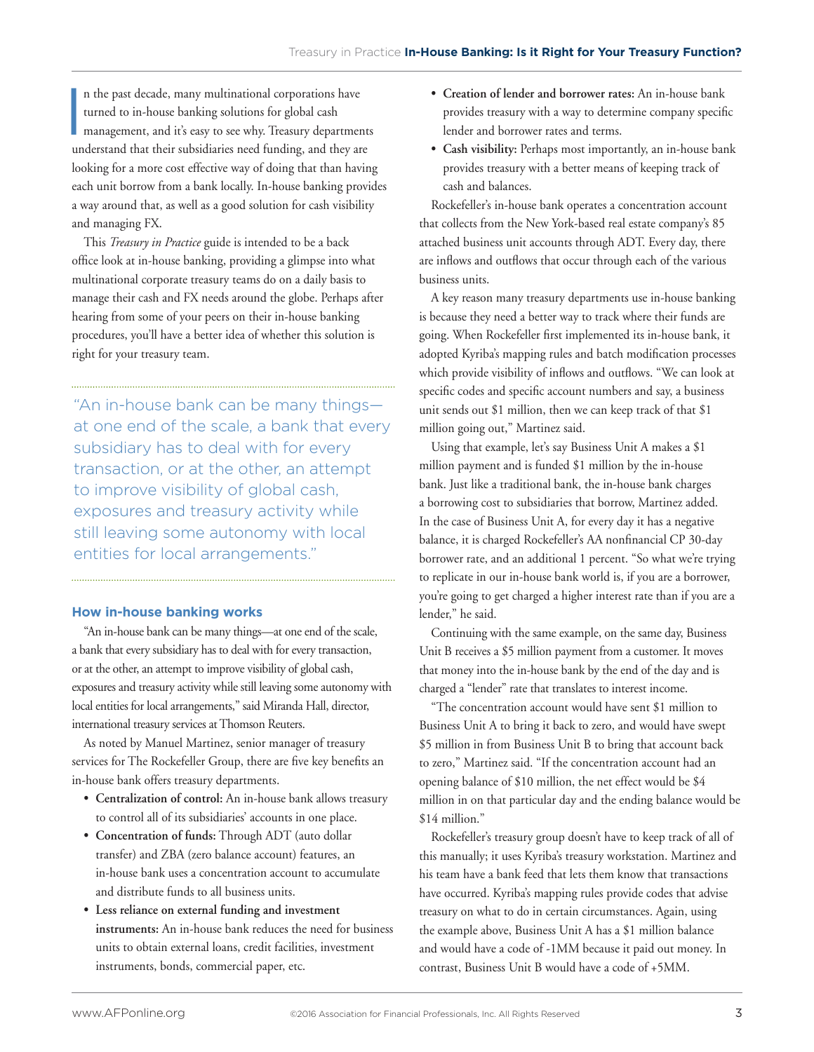In the past decade, many multinational corporations have turned to in-house banking solutions for global cash management, and it's easy to see why. Treasury departments understand that their subsidiaries need funding, and they are looking for a more cost effective way of doing that than having each unit borrow from a bank locally. In-house banking provides a way around that, as well as a good solution for cash visibility and managing FX.

This *Treasury in Practice* guide is intended to be a back office look at in-house banking, providing a glimpse into what multinational corporate treasury teams do on a daily basis to manage their cash and FX needs around the globe. Perhaps after hearing from some of your peers on their in-house banking procedures, you'll have a better idea of whether this solution is right for your treasury team.

> "An in-house bank can be many things—at one end of the scale, a bank that every subsidiary has to deal with for every transaction, or at the other, an attempt to improve visibility of global cash, exposures and treasury activity while still leaving some autonomy with local entities for local arrangements."

## How in-house banking works

"An in-house bank can be many things—at one end of the scale, a bank that every subsidiary has to deal with for every transaction, or at the other, an attempt to improve visibility of global cash, exposures and treasury activity while still leaving some autonomy with local entities for local arrangements," said Miranda Hall, director, international treasury services at Thomson Reuters.

As noted by Manuel Martinez, senior manager of treasury services for The Rockefeller Group, there are five key benefits an in-house bank offers treasury departments.

- **Centralization of control:** An in-house bank allows treasury to control all of its subsidiaries' accounts in one place.
- **Concentration of funds:** Through ADT (auto dollar transfer) and ZBA (zero balance account) features, an in-house bank uses a concentration account to accumulate and distribute funds to all business units.
- **Less reliance on external funding and investment instruments:** An in-house bank reduces the need for business units to obtain external loans, credit facilities, investment instruments, bonds, commercial paper, etc.
- **Creation of lender and borrower rates:** An in-house bank provides treasury with a way to determine company specific lender and borrower rates and terms.
- **Cash visibility:** Perhaps most importantly, an in-house bank provides treasury with a better means of keeping track of cash and balances.

Rockefeller's in-house bank operates a concentration account that collects from the New York-based real estate company's 85 attached business unit accounts through ADT. Every day, there are inflows and outflows that occur through each of the various business units.

A key reason many treasury departments use in-house banking is because they need a better way to track where their funds are going. When Rockefeller first implemented its in-house bank, it adopted Kyriba's mapping rules and batch modification processes which provide visibility of inflows and outflows. "We can look at specific codes and specific account numbers and say, a business unit sends out $1 million, then we can keep track of that $1 million going out," Martinez said.

Using that example, let's say Business Unit A makes a $1 million payment and is funded $1 million by the in-house bank. Just like a traditional bank, the in-house bank charges a borrowing cost to subsidiaries that borrow, Martinez added. In the case of Business Unit A, for every day it has a negative balance, it is charged Rockefeller's AA nonfinancial CP 30-day borrower rate, and an additional 1 percent. "So what we're trying to replicate in our in-house bank world is, if you are a borrower, you're going to get charged a higher interest rate than if you are a lender," he said.

Continuing with the same example, on the same day, Business Unit B receives a $5 million payment from a customer. It moves that money into the in-house bank by the end of the day and is charged a "lender" rate that translates to interest income.

"The concentration account would have sent $1 million to Business Unit A to bring it back to zero, and would have swept $5 million in from Business Unit B to bring that account back to zero," Martinez said. "If the concentration account had an opening balance of $10 million, the net effect would be $4 million in on that particular day and the ending balance would be $14 million."

Rockefeller's treasury group doesn't have to keep track of all of this manually; it uses Kyriba's treasury workstation. Martinez and his team have a bank feed that lets them know that transactions have occurred. Kyriba's mapping rules provide codes that advise treasury on what to do in certain circumstances. Again, using the example above, Business Unit A has a $1 million balance and would have a code of -1MM because it paid out money. In contrast, Business Unit B would have a code of +5MM.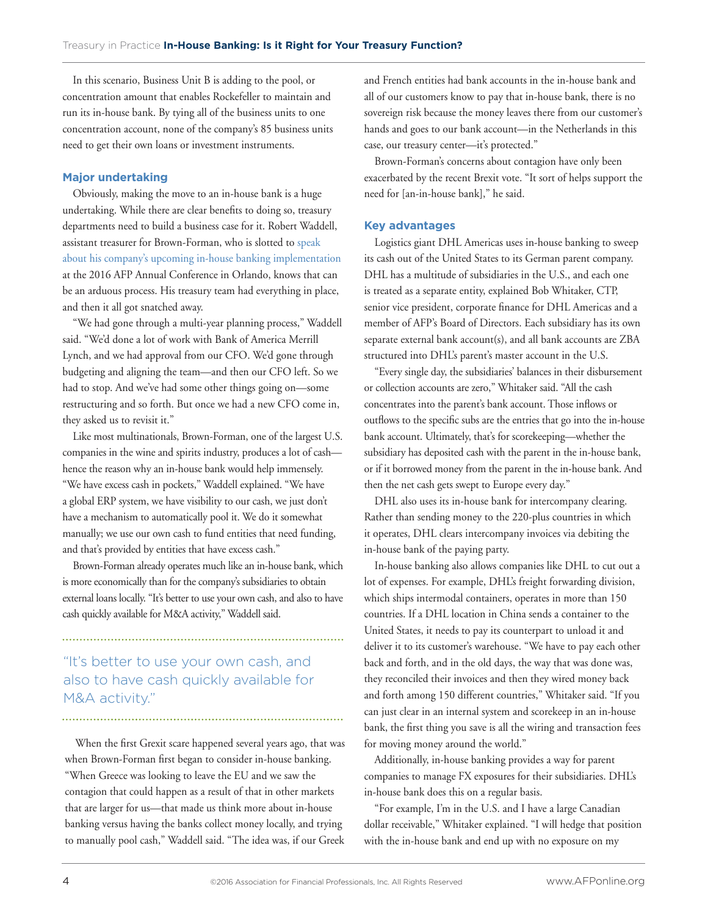In this scenario, Business Unit B is adding to the pool, or concentration amount that enables Rockefeller to maintain and run its in-house bank. By tying all of the business units to one concentration account, none of the company's 85 business units need to get their own loans or investment instruments.

### Major undertaking

Obviously, making the move to an in-house bank is a huge undertaking. While there are clear benefits to doing so, treasury departments need to build a business case for it. Robert Waddell, assistant treasurer for Brown-Forman, who is slotted to speak about his company's upcoming in-house banking implementation at the 2016 AFP Annual Conference in Orlando, knows that can be an arduous process. His treasury team had everything in place, and then it all got snatched away.

"We had gone through a multi-year planning process," Waddell said. "We'd done a lot of work with Bank of America Merrill Lynch, and we had approval from our CFO. We'd gone through budgeting and aligning the team—and then our CFO left. So we had to stop. And we've had some other things going on—some restructuring and so forth. But once we had a new CFO come in, they asked us to revisit it."

Like most multinationals, Brown-Forman, one of the largest U.S. companies in the wine and spirits industry, produces a lot of cash—hence the reason why an in-house bank would help immensely. "We have excess cash in pockets," Waddell explained. "We have a global ERP system, we have visibility to our cash, we just don't have a mechanism to automatically pool it. We do it somewhat manually; we use our own cash to fund entities that need funding, and that's provided by entities that have excess cash."

Brown-Forman already operates much like an in-house bank, which is more economically than for the company's subsidiaries to obtain external loans locally. "It's better to use your own cash, and also to have cash quickly available for M&A activity," Waddell said.

> "It's better to use your own cash, and also to have cash quickly available for M&A activity."

When the first Grexit scare happened several years ago, that was when Brown-Forman first began to consider in-house banking. "When Greece was looking to leave the EU and we saw the contagion that could happen as a result of that in other markets that are larger for us—that made us think more about in-house banking versus having the banks collect money locally, and trying to manually pool cash," Waddell said. "The idea was, if our Greek and French entities had bank accounts in the in-house bank and all of our customers know to pay that in-house bank, there is no sovereign risk because the money leaves there from our customer's hands and goes to our bank account—in the Netherlands in this case, our treasury center—it's protected."

Brown-Forman's concerns about contagion have only been exacerbated by the recent Brexit vote. "It sort of helps support the need for [an-in-house bank]," he said.

### Key advantages

Logistics giant DHL Americas uses in-house banking to sweep its cash out of the United States to its German parent company. DHL has a multitude of subsidiaries in the U.S., and each one is treated as a separate entity, explained Bob Whitaker, CTP, senior vice president, corporate finance for DHL Americas and a member of AFP's Board of Directors. Each subsidiary has its own separate external bank account(s), and all bank accounts are ZBA structured into DHL's parent's master account in the U.S.

"Every single day, the subsidiaries' balances in their disbursement or collection accounts are zero," Whitaker said. "All the cash concentrates into the parent's bank account. Those inflows or outflows to the specific subs are the entries that go into the in-house bank account. Ultimately, that's for scorekeeping—whether the subsidiary has deposited cash with the parent in the in-house bank, or if it borrowed money from the parent in the in-house bank. And then the net cash gets swept to Europe every day."

DHL also uses its in-house bank for intercompany clearing. Rather than sending money to the 220-plus countries in which it operates, DHL clears intercompany invoices via debiting the in-house bank of the paying party.

In-house banking also allows companies like DHL to cut out a lot of expenses. For example, DHL's freight forwarding division, which ships intermodal containers, operates in more than 150 countries. If a DHL location in China sends a container to the United States, it needs to pay its counterpart to unload it and deliver it to its customer's warehouse. "We have to pay each other back and forth, and in the old days, the way that was done was, they reconciled their invoices and then they wired money back and forth among 150 different countries," Whitaker said. "If you can just clear in an internal system and scorekeep in an in-house bank, the first thing you save is all the wiring and transaction fees for moving money around the world."

Additionally, in-house banking provides a way for parent companies to manage FX exposures for their subsidiaries. DHL's in-house bank does this on a regular basis.

"For example, I'm in the U.S. and I have a large Canadian dollar receivable," Whitaker explained. "I will hedge that position with the in-house bank and end up with no exposure on my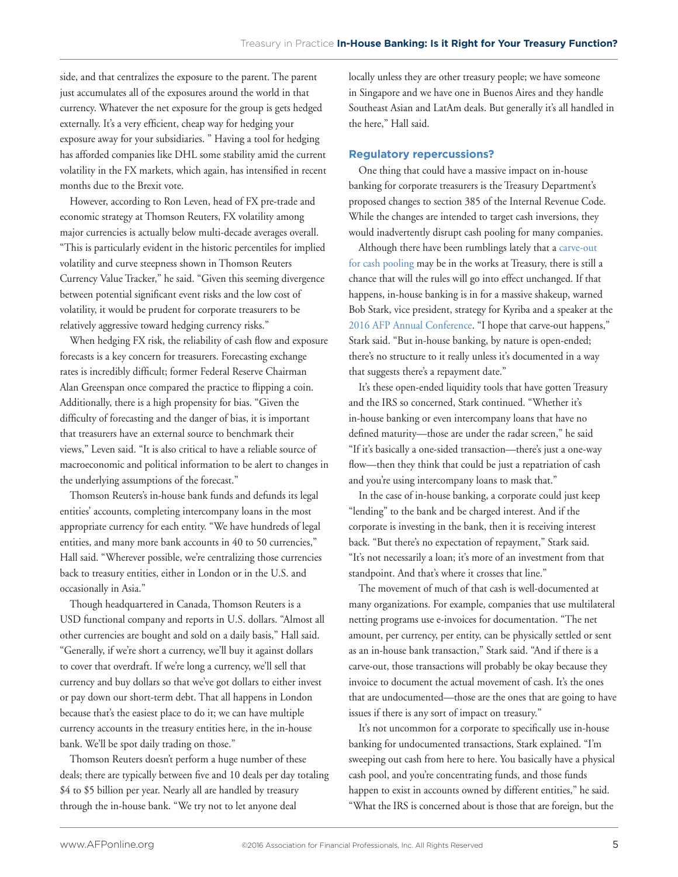side, and that centralizes the exposure to the parent. The parent just accumulates all of the exposures around the world in that currency. Whatever the net exposure for the group is gets hedged externally. It's a very efficient, cheap way for hedging your exposure away for your subsidiaries. " Having a tool for hedging has afforded companies like DHL some stability amid the current volatility in the FX markets, which again, has intensified in recent months due to the Brexit vote.

However, according to Ron Leven, head of FX pre-trade and economic strategy at Thomson Reuters, FX volatility among major currencies is actually below multi-decade averages overall. "This is particularly evident in the historic percentiles for implied volatility and curve steepness shown in Thomson Reuters Currency Value Tracker," he said. "Given this seeming divergence between potential significant event risks and the low cost of volatility, it would be prudent for corporate treasurers to be relatively aggressive toward hedging currency risks."

When hedging FX risk, the reliability of cash flow and exposure forecasts is a key concern for treasurers. Forecasting exchange rates is incredibly difficult; former Federal Reserve Chairman Alan Greenspan once compared the practice to flipping a coin. Additionally, there is a high propensity for bias. "Given the difficulty of forecasting and the danger of bias, it is important that treasurers have an external source to benchmark their views," Leven said. "It is also critical to have a reliable source of macroeconomic and political information to be alert to changes in the underlying assumptions of the forecast."

Thomson Reuters's in-house bank funds and defunds its legal entities' accounts, completing intercompany loans in the most appropriate currency for each entity. "We have hundreds of legal entities, and many more bank accounts in 40 to 50 currencies," Hall said. "Wherever possible, we're centralizing those currencies back to treasury entities, either in London or in the U.S. and occasionally in Asia."

Though headquartered in Canada, Thomson Reuters is a USD functional company and reports in U.S. dollars. "Almost all other currencies are bought and sold on a daily basis," Hall said. "Generally, if we're short a currency, we'll buy it against dollars to cover that overdraft. If we're long a currency, we'll sell that currency and buy dollars so that we've got dollars to either invest or pay down our short-term debt. That all happens in London because that's the easiest place to do it; we can have multiple currency accounts in the treasury entities here, in the in-house bank. We'll be spot daily trading on those."

Thomson Reuters doesn't perform a huge number of these deals; there are typically between five and 10 deals per day totaling $4 to $5 billion per year. Nearly all are handled by treasury through the in-house bank. "We try not to let anyone deal locally unless they are other treasury people; we have someone in Singapore and we have one in Buenos Aires and they handle Southeast Asian and LatAm deals. But generally it's all handled in the here," Hall said.

## Regulatory repercussions?

One thing that could have a massive impact on in-house banking for corporate treasurers is the Treasury Department's proposed changes to section 385 of the Internal Revenue Code. While the changes are intended to target cash inversions, they would inadvertently disrupt cash pooling for many companies.

Although there have been rumblings lately that a carve-out for cash pooling may be in the works at Treasury, there is still a chance that will the rules will go into effect unchanged. If that happens, in-house banking is in for a massive shakeup, warned Bob Stark, vice president, strategy for Kyriba and a speaker at the 2016 AFP Annual Conference. "I hope that carve-out happens," Stark said. "But in-house banking, by nature is open-ended; there's no structure to it really unless it's documented in a way that suggests there's a repayment date."

It's these open-ended liquidity tools that have gotten Treasury and the IRS so concerned, Stark continued. "Whether it's in-house banking or even intercompany loans that have no defined maturity—those are under the radar screen," he said "If it's basically a one-sided transaction—there's just a one-way flow—then they think that could be just a repatriation of cash and you're using intercompany loans to mask that."

In the case of in-house banking, a corporate could just keep "lending" to the bank and be charged interest. And if the corporate is investing in the bank, then it is receiving interest back. "But there's no expectation of repayment," Stark said. "It's not necessarily a loan; it's more of an investment from that standpoint. And that's where it crosses that line."

The movement of much of that cash is well-documented at many organizations. For example, companies that use multilateral netting programs use e-invoices for documentation. "The net amount, per currency, per entity, can be physically settled or sent as an in-house bank transaction," Stark said. "And if there is a carve-out, those transactions will probably be okay because they invoice to document the actual movement of cash. It's the ones that are undocumented—those are the ones that are going to have issues if there is any sort of impact on treasury."

It's not uncommon for a corporate to specifically use in-house banking for undocumented transactions, Stark explained. "I'm sweeping out cash from here to here. You basically have a physical cash pool, and you're concentrating funds, and those funds happen to exist in accounts owned by different entities," he said. "What the IRS is concerned about is those that are foreign, but the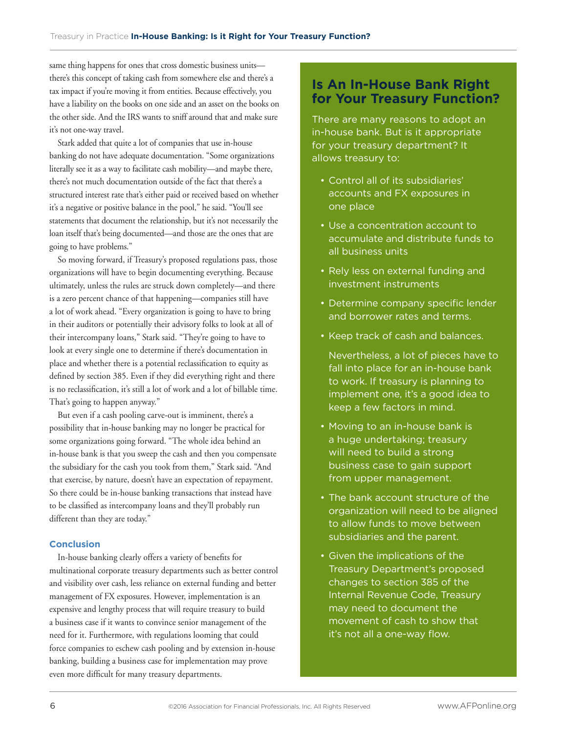same thing happens for ones that cross domestic business units—there's this concept of taking cash from somewhere else and there's a tax impact if you're moving it from entities. Because effectively, you have a liability on the books on one side and an asset on the books on the other side. And the IRS wants to sniff around that and make sure it's not one-way travel.

Stark added that quite a lot of companies that use in-house banking do not have adequate documentation. "Some organizations literally see it as a way to facilitate cash mobility—and maybe there, there's not much documentation outside of the fact that there's a structured interest rate that's either paid or received based on whether it's a negative or positive balance in the pool," he said. "You'll see statements that document the relationship, but it's not necessarily the loan itself that's being documented—and those are the ones that are going to have problems."

So moving forward, if Treasury's proposed regulations pass, those organizations will have to begin documenting everything. Because ultimately, unless the rules are struck down completely—and there is a zero percent chance of that happening—companies still have a lot of work ahead. "Every organization is going to have to bring in their auditors or potentially their advisory folks to look at all of their intercompany loans," Stark said. "They're going to have to look at every single one to determine if there's documentation in place and whether there is a potential reclassification to equity as defined by section 385. Even if they did everything right and there is no reclassification, it's still a lot of work and a lot of billable time. That's going to happen anyway."

But even if a cash pooling carve-out is imminent, there's a possibility that in-house banking may no longer be practical for some organizations going forward. "The whole idea behind an in-house bank is that you sweep the cash and then you compensate the subsidiary for the cash you took from them," Stark said. "And that exercise, by nature, doesn't have an expectation of repayment. So there could be in-house banking transactions that instead have to be classified as intercompany loans and they'll probably run different than they are today."

### Conclusion

In-house banking clearly offers a variety of benefits for multinational corporate treasury departments such as better control and visibility over cash, less reliance on external funding and better management of FX exposures. However, implementation is an expensive and lengthy process that will require treasury to build a business case if it wants to convince senior management of the need for it. Furthermore, with regulations looming that could force companies to eschew cash pooling and by extension in-house banking, building a business case for implementation may prove even more difficult for many treasury departments.

## Is An In-House Bank Right for Your Treasury Function?

There are many reasons to adopt an in-house bank. But is it appropriate for your treasury department? It allows treasury to:

- Control all of its subsidiaries' accounts and FX exposures in one place
- Use a concentration account to accumulate and distribute funds to all business units
- Rely less on external funding and investment instruments
- Determine company specific lender and borrower rates and terms.
- Keep track of cash and balances.

Nevertheless, a lot of pieces have to fall into place for an in-house bank to work. If treasury is planning to implement one, it's a good idea to keep a few factors in mind.

- Moving to an in-house bank is a huge undertaking; treasury will need to build a strong business case to gain support from upper management.
- The bank account structure of the organization will need to be aligned to allow funds to move between subsidiaries and the parent.
- Given the implications of the Treasury Department's proposed changes to section 385 of the Internal Revenue Code, Treasury may need to document the movement of cash to show that it's not all a one-way flow.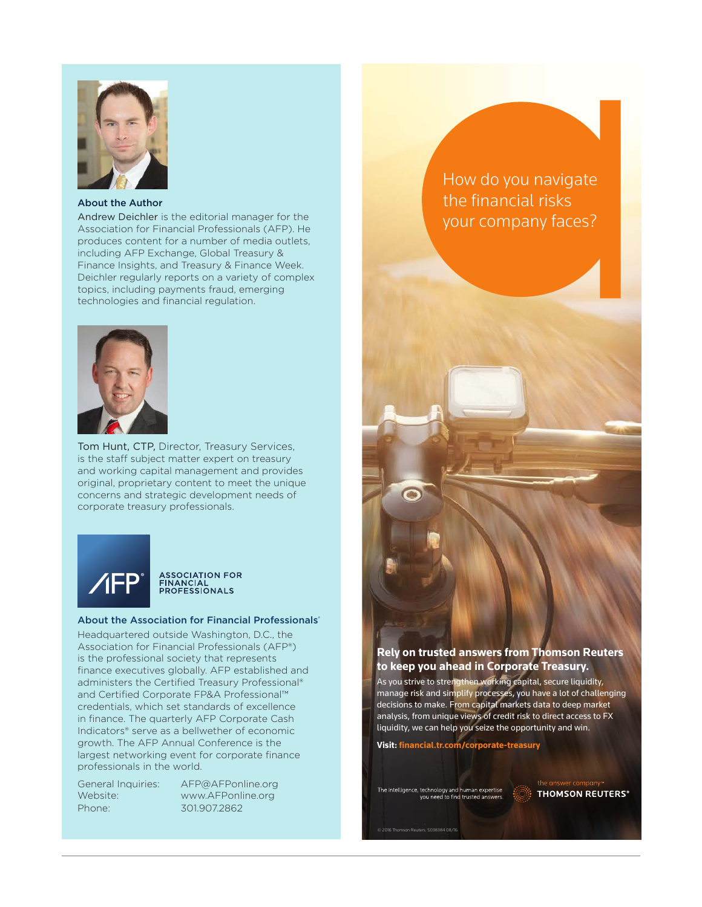### About the Author

Andrew Deichler is the editorial manager for the Association for Financial Professionals (AFP). He produces content for a number of media outlets, including AFP Exchange, Global Treasury & Finance Insights, and Treasury & Finance Week. Deichler regularly reports on a variety of complex topics, including payments fraud, emerging technologies and financial regulation.

Tom Hunt, CTP, Director, Treasury Services, is the staff subject matter expert on treasury and working capital management and provides original, proprietary content to meet the unique concerns and strategic development needs of corporate treasury professionals.

AFP® ASSOCIATION FOR FINANCIAL PROFESSIONALS

### About the Association for Financial Professionals®

Headquartered outside Washington, D.C., the Association for Financial Professionals (AFP®) is the professional society that represents finance executives globally. AFP established and administers the Certified Treasury Professional® and Certified Corporate FP&A Professional™ credentials, which set standards of excellence in finance. The quarterly AFP Corporate Cash Indicators® serve as a bellwether of economic growth. The AFP Annual Conference is the largest networking event for corporate finance professionals in the world.

| | |
|---|---|
| General Inquiries: | AFP@AFPonline.org |
| Website: | www.AFPonline.org |
| Phone: | 301.907.2862 |

How do you navigate the financial risks your company faces?

**Rely on trusted answers from Thomson Reuters to keep you ahead in Corporate Treasury.**

As you strive to strengthen working capital, secure liquidity, manage risk and simplify processes, you have a lot of challenging decisions to make. From capital markets data to deep market analysis, from unique views of credit risk to direct access to FX liquidity, we can help you seize the opportunity and win.

**Visit: financial.tr.com/corporate-treasury**

The intelligence, technology and human expertise you need to find trusted answers.

the answer company™ THOMSON REUTERS®

© 2016 Thomson Reuters. S038384 08/16.